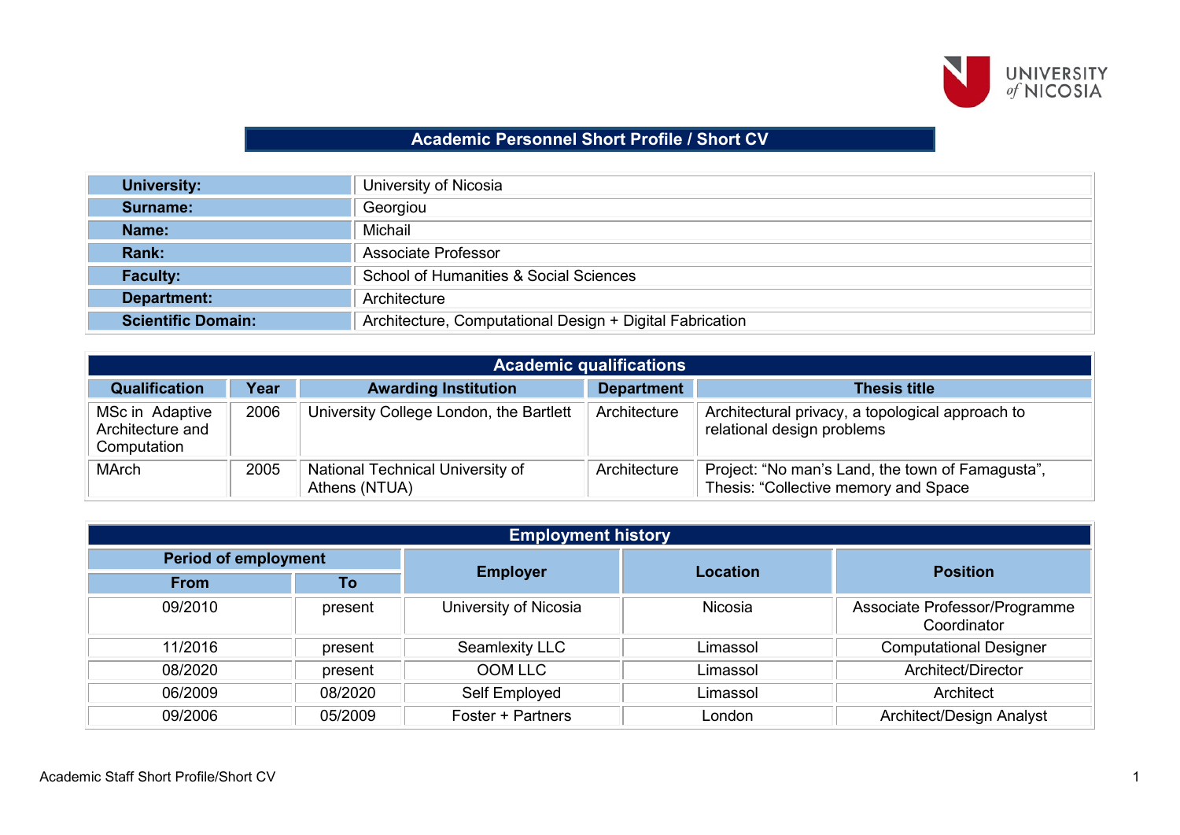# Academic Personnel Short Profile / Short CV

| | |
|---|---|
| **University:** | University of Nicosia |
| **Surname:** | Georgiou |
| **Name:** | Michail |
| **Rank:** | Associate Professor |
| **Faculty:** | School of Humanities & Social Sciences |
| **Department:** | Architecture |
| **Scientific Domain:** | Architecture, Computational Design + Digital Fabrication |

## Academic qualifications

| Qualification | Year | Awarding Institution | Department | Thesis title |
|---|---|---|---|---|
| MSc in Adaptive Architecture and Computation | 2006 | University College London, the Bartlett | Architecture | Architectural privacy, a topological approach to relational design problems |
| MArch | 2005 | National Technical University of Athens (NTUA) | Architecture | Project: “No man’s Land, the town of Famagusta”, Thesis: “Collective memory and Space |

## Employment history

| Period of employment | | Employer | Location | Position |
|---|---|---|---|---|
| From | To | | | |
| 09/2010 | present | University of Nicosia | Nicosia | Associate Professor/Programme Coordinator |
| 11/2016 | present | Seamlexity LLC | Limassol | Computational Designer |
| 08/2020 | present | OOM LLC | Limassol | Architect/Director |
| 06/2009 | 08/2020 | Self Employed | Limassol | Architect |
| 09/2006 | 05/2009 | Foster + Partners | London | Architect/Design Analyst |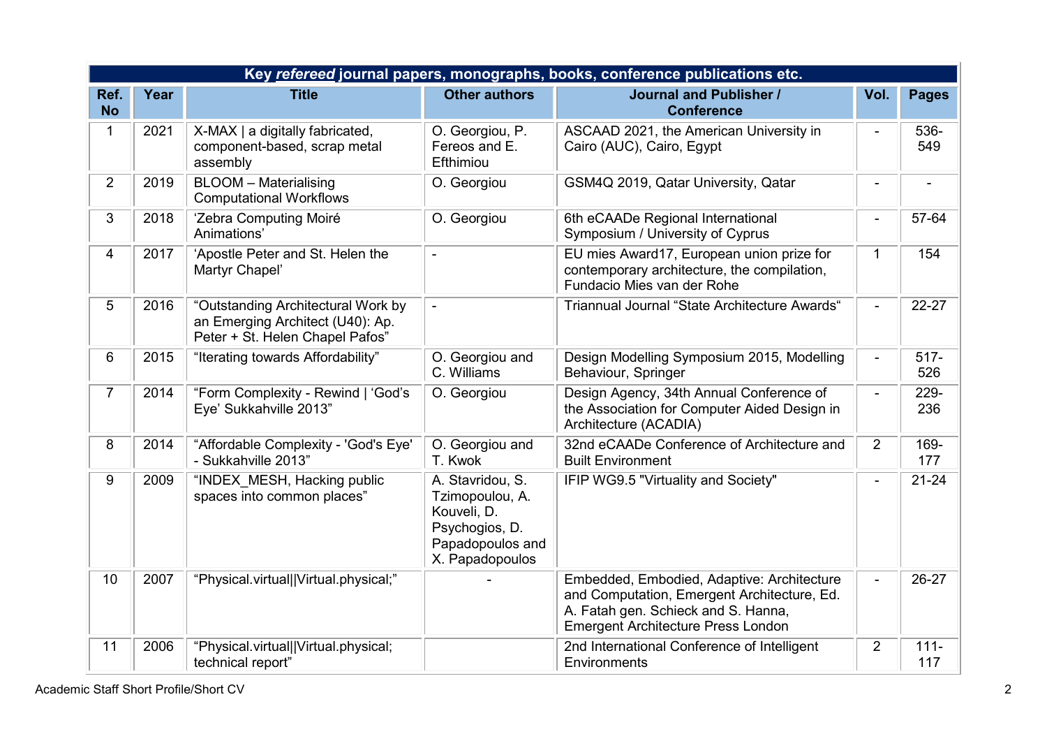| Key *refereed* journal papers, monographs, books, conference publications etc. | | | | | | |
|---|---|---|---|---|---|---|
| **Ref. No** | **Year** | **Title** | **Other authors** | **Journal and Publisher / Conference** | **Vol.** | **Pages** |
| 1 | 2021 | X-MAX \| a digitally fabricated, component-based, scrap metal assembly | O. Georgiou, P. Fereos and E. Efthimiou | ASCAAD 2021, the American University in Cairo (AUC), Cairo, Egypt | - | 536-549 |
| 2 | 2019 | BLOOM – Materialising Computational Workflows | O. Georgiou | GSM4Q 2019, Qatar University, Qatar | - | - |
| 3 | 2018 | 'Zebra Computing Moiré Animations' | O. Georgiou | 6th eCAADe Regional International Symposium / University of Cyprus | - | 57-64 |
| 4 | 2017 | 'Apostle Peter and St. Helen the Martyr Chapel' | - | EU mies Award17, European union prize for contemporary architecture, the compilation, Fundacio Mies van der Rohe | 1 | 154 |
| 5 | 2016 | "Outstanding Architectural Work by an Emerging Architect (U40): Ap. Peter + St. Helen Chapel Pafos" | - | Triannual Journal "State Architecture Awards" | - | 22-27 |
| 6 | 2015 | "Iterating towards Affordability" | O. Georgiou and C. Williams | Design Modelling Symposium 2015, Modelling Behaviour, Springer | - | 517-526 |
| 7 | 2014 | "Form Complexity - Rewind \| 'God's Eye' Sukkahville 2013" | O. Georgiou | Design Agency, 34th Annual Conference of the Association for Computer Aided Design in Architecture (ACADIA) | - | 229-236 |
| 8 | 2014 | "Affordable Complexity - 'God's Eye' - Sukkahville 2013" | O. Georgiou and T. Kwok | 32nd eCAADe Conference of Architecture and Built Environment | 2 | 169-177 |
| 9 | 2009 | "INDEX_MESH, Hacking public spaces into common places" | A. Stavridou, S. Tzimopoulou, A. Kouveli, D. Psychogios, D. Papadopoulos and X. Papadopoulos | IFIP WG9.5 "Virtuality and Society" | - | 21-24 |
| 10 | 2007 | "Physical.virtual\|\|Virtual.physical;" | - | Embedded, Embodied, Adaptive: Architecture and Computation, Emergent Architecture, Ed. A. Fatah gen. Schieck and S. Hanna, Emergent Architecture Press London | - | 26-27 |
| 11 | 2006 | "Physical.virtual\|\|Virtual.physical; technical report" | | 2nd International Conference of Intelligent Environments | 2 | 111-117 |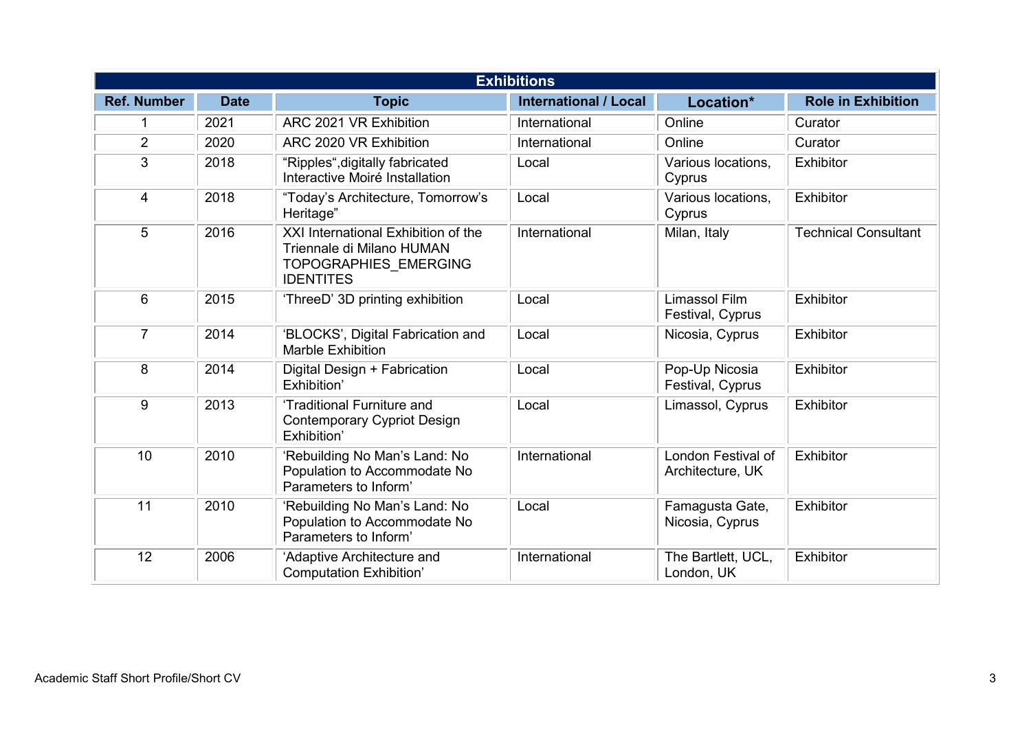| Exhibitions | | | | | |
|---|---|---|---|---|---|
| **Ref. Number** | **Date** | **Topic** | **International / Local** | **Location*** | **Role in Exhibition** |
| 1 | 2021 | ARC 2021 VR Exhibition | International | Online | Curator |
| 2 | 2020 | ARC 2020 VR Exhibition | International | Online | Curator |
| 3 | 2018 | “Ripples“,digitally fabricated Interactive Moiré Installation | Local | Various locations, Cyprus | Exhibitor |
| 4 | 2018 | “Today’s Architecture, Tomorrow’s Heritage” | Local | Various locations, Cyprus | Exhibitor |
| 5 | 2016 | XXI International Exhibition of the Triennale di Milano HUMAN TOPOGRAPHIES_EMERGING IDENTITES | International | Milan, Italy | Technical Consultant |
| 6 | 2015 | ‘ThreeD’ 3D printing exhibition | Local | Limassol Film Festival, Cyprus | Exhibitor |
| 7 | 2014 | ‘BLOCKS’, Digital Fabrication and Marble Exhibition | Local | Nicosia, Cyprus | Exhibitor |
| 8 | 2014 | Digital Design + Fabrication Exhibition’ | Local | Pop-Up Nicosia Festival, Cyprus | Exhibitor |
| 9 | 2013 | ‘Traditional Furniture and Contemporary Cypriot Design Exhibition’ | Local | Limassol, Cyprus | Exhibitor |
| 10 | 2010 | ‘Rebuilding No Man’s Land: No Population to Accommodate No Parameters to Inform’ | International | London Festival of Architecture, UK | Exhibitor |
| 11 | 2010 | ‘Rebuilding No Man’s Land: No Population to Accommodate No Parameters to Inform’ | Local | Famagusta Gate, Nicosia, Cyprus | Exhibitor |
| 12 | 2006 | ‘Adaptive Architecture and Computation Exhibition’ | International | The Bartlett, UCL, London, UK | Exhibitor |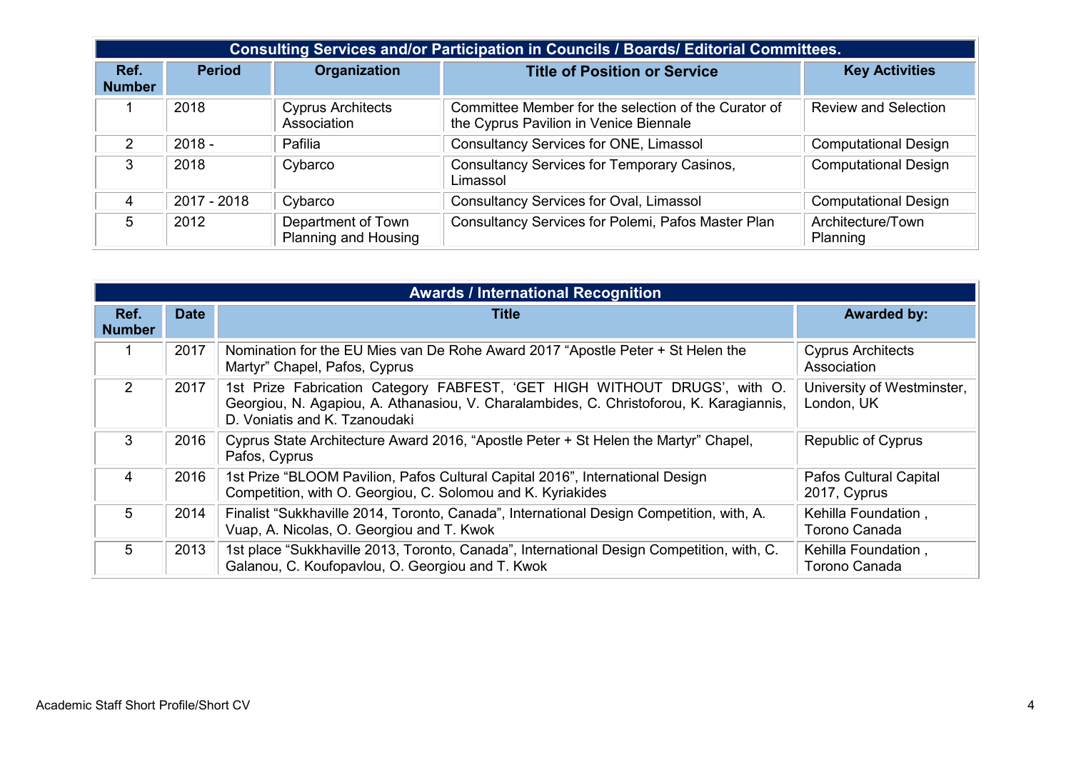| Consulting Services and/or Participation in Councils / Boards/ Editorial Committees. | | | | |
|---|---|---|---|---|
| **Ref. Number** | **Period** | **Organization** | **Title of Position or Service** | **Key Activities** |
| 1 | 2018 | Cyprus Architects Association | Committee Member for the selection of the Curator of the Cyprus Pavilion in Venice Biennale | Review and Selection |
| 2 | 2018 - | Pafilia | Consultancy Services for ONE, Limassol | Computational Design |
| 3 | 2018 | Cybarco | Consultancy Services for Temporary Casinos, Limassol | Computational Design |
| 4 | 2017 - 2018 | Cybarco | Consultancy Services for Oval, Limassol | Computational Design |
| 5 | 2012 | Department of Town Planning and Housing | Consultancy Services for Polemi, Pafos Master Plan | Architecture/Town Planning |

| Awards / International Recognition | | | |
|---|---|---|---|
| **Ref. Number** | **Date** | **Title** | **Awarded by:** |
| 1 | 2017 | Nomination for the EU Mies van De Rohe Award 2017 “Apostle Peter + St Helen the Martyr” Chapel, Pafos, Cyprus | Cyprus Architects Association |
| 2 | 2017 | 1st Prize Fabrication Category FABFEST, ‘GET HIGH WITHOUT DRUGS’, with O. Georgiou, N. Agapiou, A. Athanasiou, V. Charalambides, C. Christoforou, K. Karagiannis, D. Voniatis and K. Tzanoudaki | University of Westminster, London, UK |
| 3 | 2016 | Cyprus State Architecture Award 2016, “Apostle Peter + St Helen the Martyr” Chapel, Pafos, Cyprus | Republic of Cyprus |
| 4 | 2016 | 1st Prize “BLOOM Pavilion, Pafos Cultural Capital 2016”, International Design Competition, with O. Georgiou, C. Solomou and K. Kyriakides | Pafos Cultural Capital 2017, Cyprus |
| 5 | 2014 | Finalist “Sukkhaville 2014, Toronto, Canada”, International Design Competition, with, A. Vuap, A. Nicolas, O. Georgiou and T. Kwok | Kehilla Foundation , Torono Canada |
| 5 | 2013 | 1st place “Sukkhaville 2013, Toronto, Canada”, International Design Competition, with, C. Galanou, C. Koufopavlou, O. Georgiou and T. Kwok | Kehilla Foundation , Torono Canada |